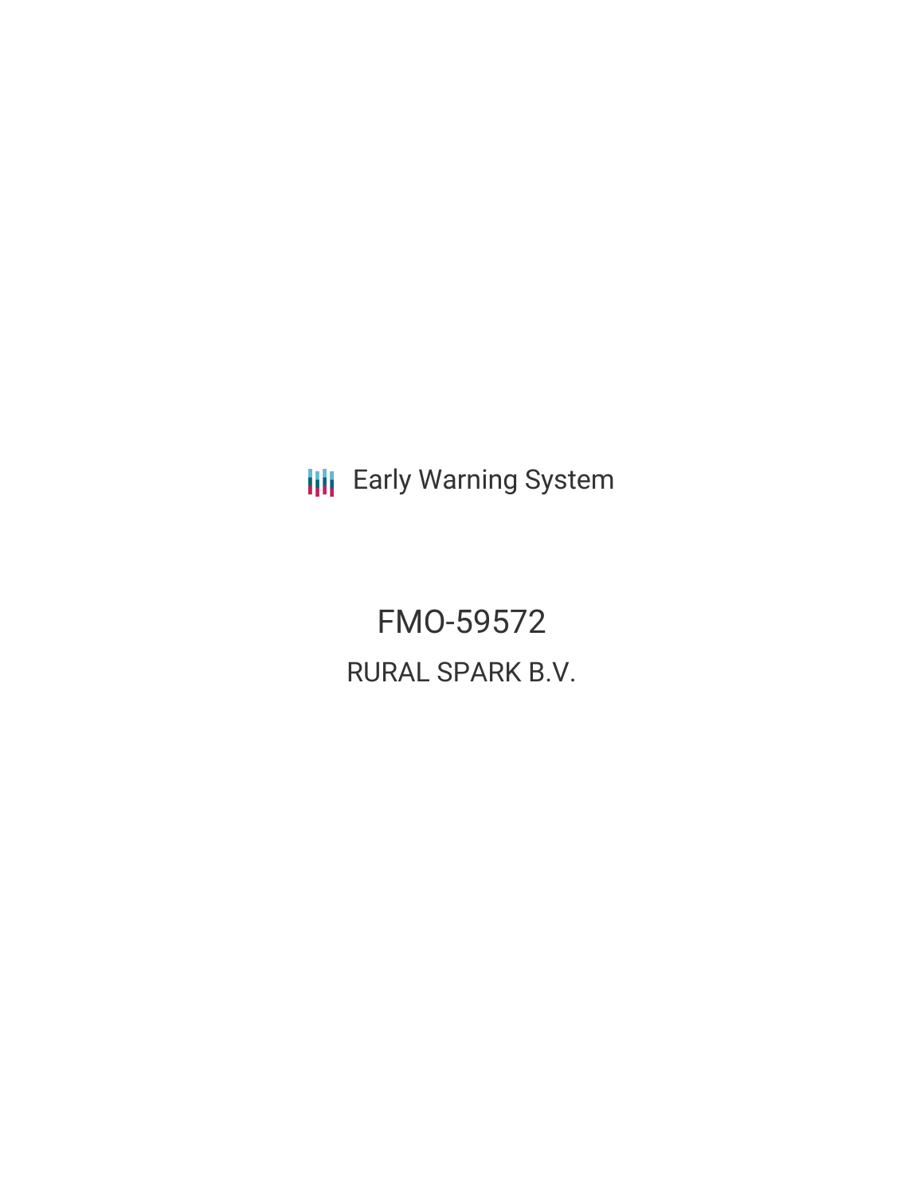Early Warning System

# FMO-59572

## RURAL SPARK B.V.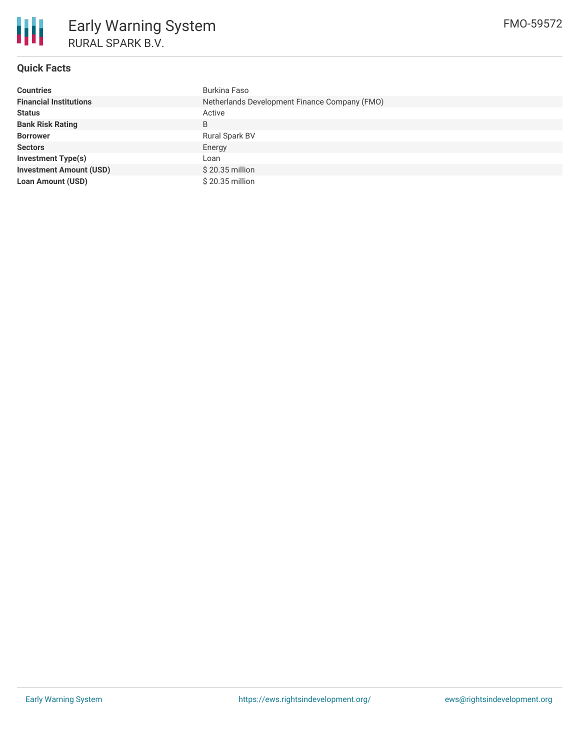# Early Warning System

## RURAL SPARK B.V.

FMO-59572

### Quick Facts

| | |
|---|---|
| **Countries** | Burkina Faso |
| **Financial Institutions** | Netherlands Development Finance Company (FMO) |
| **Status** | Active |
| **Bank Risk Rating** | B |
| **Borrower** | Rural Spark BV |
| **Sectors** | Energy |
| **Investment Type(s)** | Loan |
| **Investment Amount (USD)** | $ 20.35 million |
| **Loan Amount (USD)** | $ 20.35 million |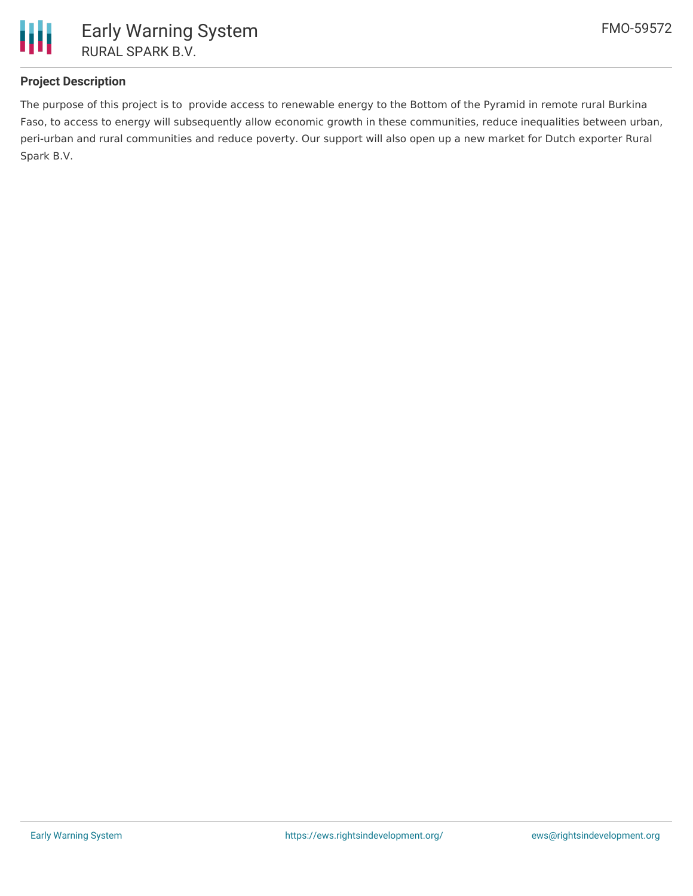**Project Description**

The purpose of this project is to  provide access to renewable energy to the Bottom of the Pyramid in remote rural Burkina Faso, to access to energy will subsequently allow economic growth in these communities, reduce inequalities between urban, peri-urban and rural communities and reduce poverty. Our support will also open up a new market for Dutch exporter Rural Spark B.V.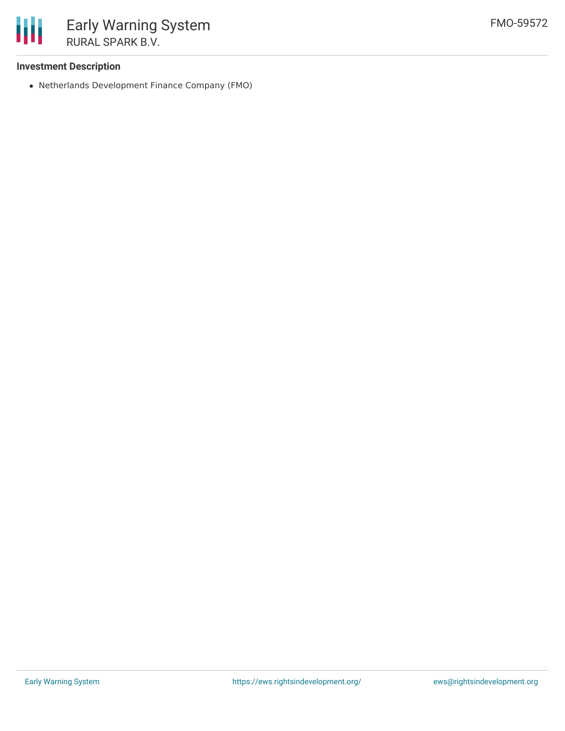**Investment Description**

- Netherlands Development Finance Company (FMO)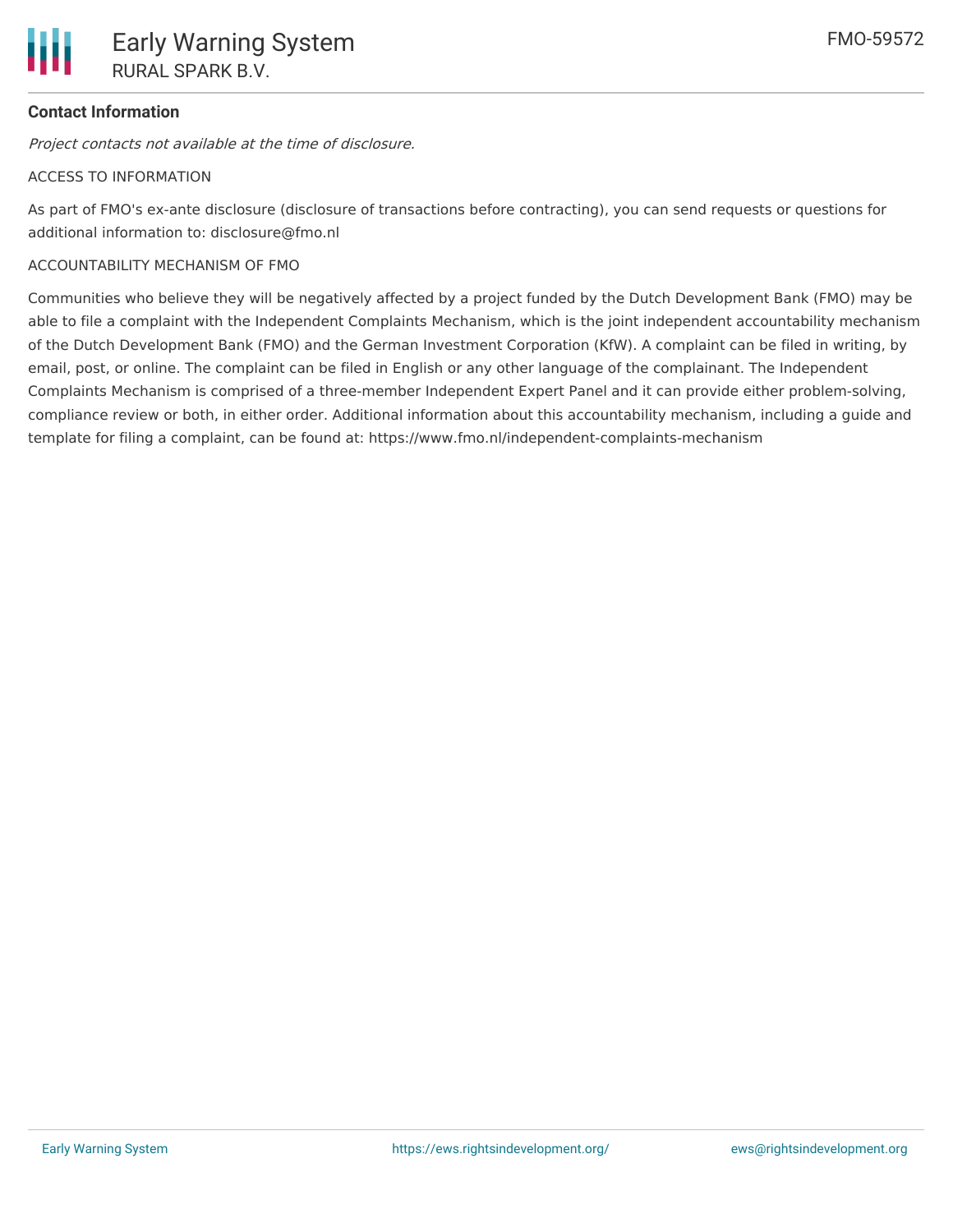## Contact Information

*Project contacts not available at the time of disclosure.*

ACCESS TO INFORMATION

As part of FMO's ex-ante disclosure (disclosure of transactions before contracting), you can send requests or questions for additional information to: disclosure@fmo.nl

ACCOUNTABILITY MECHANISM OF FMO

Communities who believe they will be negatively affected by a project funded by the Dutch Development Bank (FMO) may be able to file a complaint with the Independent Complaints Mechanism, which is the joint independent accountability mechanism of the Dutch Development Bank (FMO) and the German Investment Corporation (KfW). A complaint can be filed in writing, by email, post, or online. The complaint can be filed in English or any other language of the complainant. The Independent Complaints Mechanism is comprised of a three-member Independent Expert Panel and it can provide either problem-solving, compliance review or both, in either order. Additional information about this accountability mechanism, including a guide and template for filing a complaint, can be found at: https://www.fmo.nl/independent-complaints-mechanism